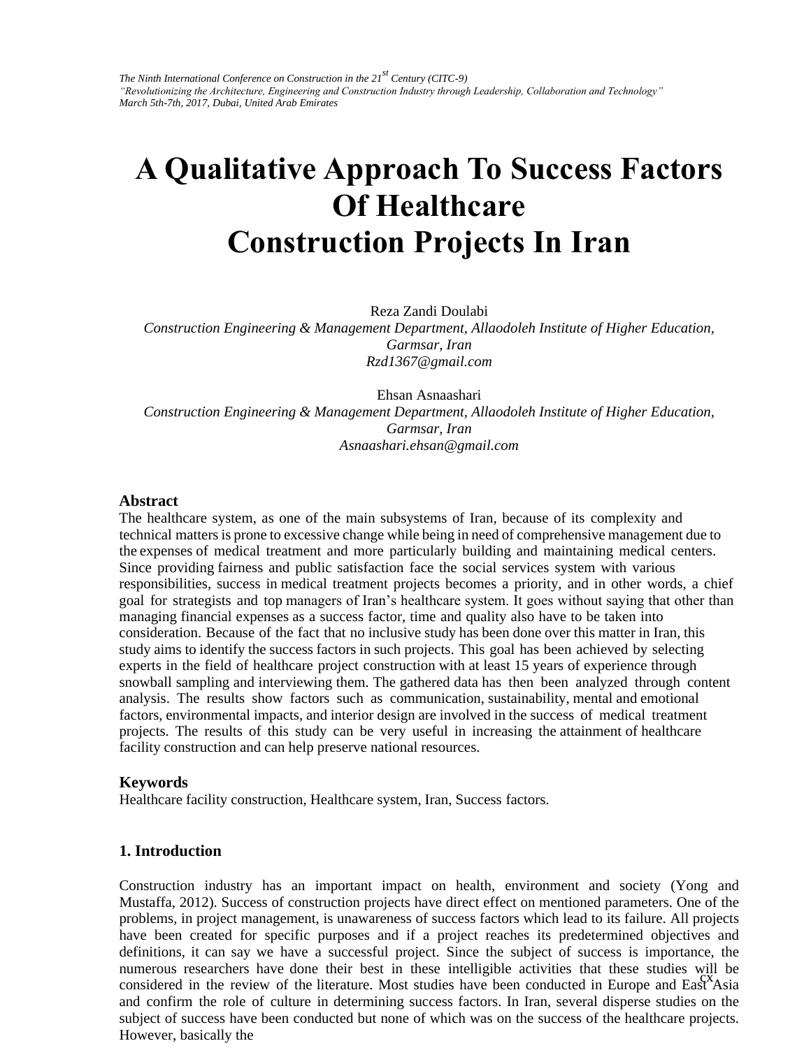# A Qualitative Approach To Success Factors Of Healthcare Construction Projects In Iran

Reza Zandi Doulabi
*Construction Engineering & Management Department, Allaodoleh Institute of Higher Education, Garmsar, Iran*
*Rzd1367@gmail.com*

Ehsan Asnaashari
*Construction Engineering & Management Department, Allaodoleh Institute of Higher Education, Garmsar, Iran*
*Asnaashari.ehsan@gmail.com*

## Abstract

The healthcare system, as one of the main subsystems of Iran, because of its complexity and technical matters is prone to excessive change while being in need of comprehensive management due to the expenses of medical treatment and more particularly building and maintaining medical centers. Since providing fairness and public satisfaction face the social services system with various responsibilities, success in medical treatment projects becomes a priority, and in other words, a chief goal for strategists and top managers of Iran's healthcare system. It goes without saying that other than managing financial expenses as a success factor, time and quality also have to be taken into consideration. Because of the fact that no inclusive study has been done over this matter in Iran, this study aims to identify the success factors in such projects. This goal has been achieved by selecting experts in the field of healthcare project construction with at least 15 years of experience through snowball sampling and interviewing them. The gathered data has then been analyzed through content analysis. The results show factors such as communication, sustainability, mental and emotional factors, environmental impacts, and interior design are involved in the success of medical treatment projects. The results of this study can be very useful in increasing the attainment of healthcare facility construction and can help preserve national resources.

## Keywords

Healthcare facility construction, Healthcare system, Iran, Success factors.

## 1. Introduction

Construction industry has an important impact on health, environment and society (Yong and Mustaffa, 2012). Success of construction projects have direct effect on mentioned parameters. One of the problems, in project management, is unawareness of success factors which lead to its failure. All projects have been created for specific purposes and if a project reaches its predetermined objectives and definitions, it can say we have a successful project. Since the subject of success is importance, the numerous researchers have done their best in these intelligible activities that these studies will be considered in the review of the literature. Most studies have been conducted in Europe and East Asia and confirm the role of culture in determining success factors. In Iran, several disperse studies on the subject of success have been conducted but none of which was on the success of the healthcare projects. However, basically the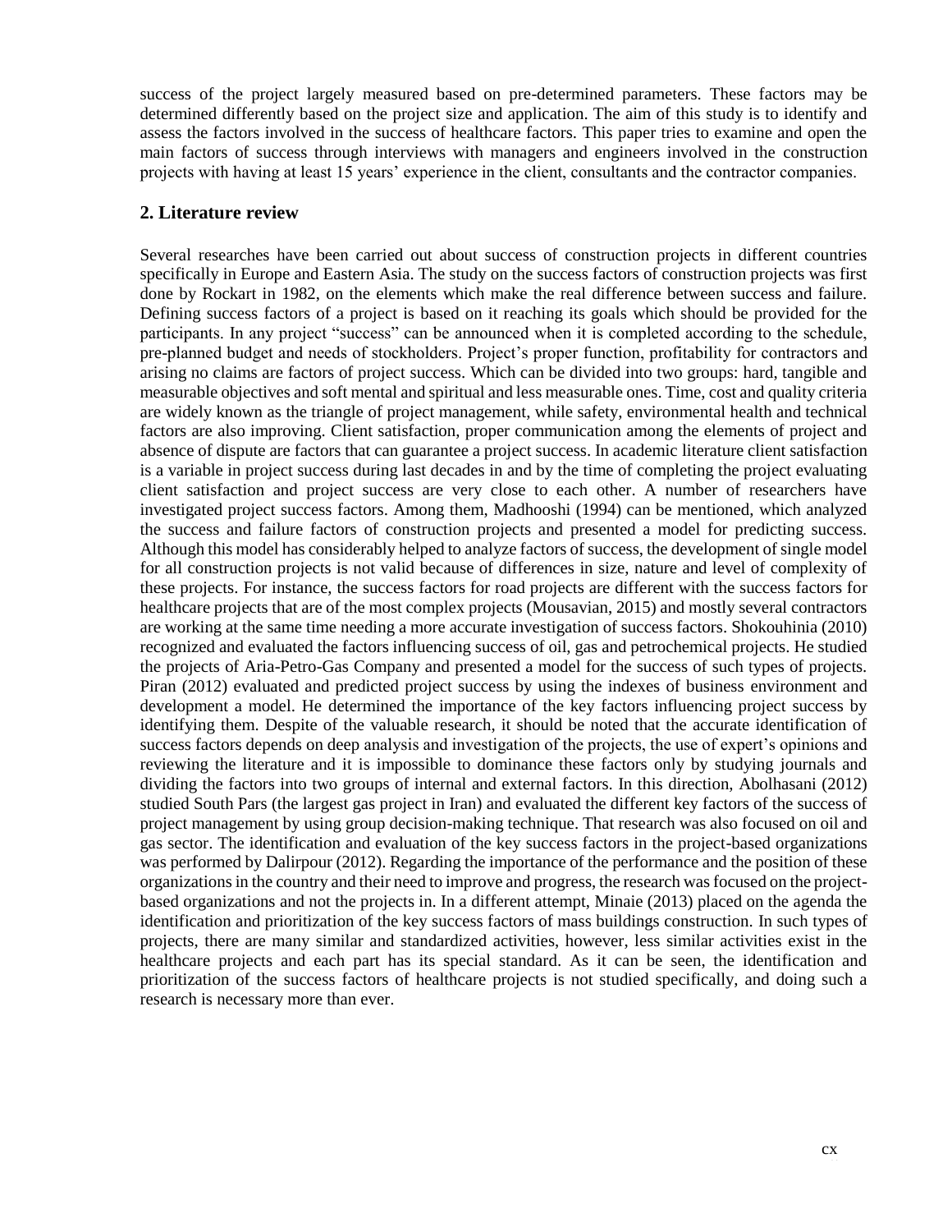success of the project largely measured based on pre-determined parameters. These factors may be determined differently based on the project size and application. The aim of this study is to identify and assess the factors involved in the success of healthcare factors. This paper tries to examine and open the main factors of success through interviews with managers and engineers involved in the construction projects with having at least 15 years' experience in the client, consultants and the contractor companies.

## 2. Literature review

Several researches have been carried out about success of construction projects in different countries specifically in Europe and Eastern Asia. The study on the success factors of construction projects was first done by Rockart in 1982, on the elements which make the real difference between success and failure. Defining success factors of a project is based on it reaching its goals which should be provided for the participants. In any project "success" can be announced when it is completed according to the schedule, pre-planned budget and needs of stockholders. Project's proper function, profitability for contractors and arising no claims are factors of project success. Which can be divided into two groups: hard, tangible and measurable objectives and soft mental and spiritual and less measurable ones. Time, cost and quality criteria are widely known as the triangle of project management, while safety, environmental health and technical factors are also improving. Client satisfaction, proper communication among the elements of project and absence of dispute are factors that can guarantee a project success. In academic literature client satisfaction is a variable in project success during last decades in and by the time of completing the project evaluating client satisfaction and project success are very close to each other. A number of researchers have investigated project success factors. Among them, Madhooshi (1994) can be mentioned, which analyzed the success and failure factors of construction projects and presented a model for predicting success. Although this model has considerably helped to analyze factors of success, the development of single model for all construction projects is not valid because of differences in size, nature and level of complexity of these projects. For instance, the success factors for road projects are different with the success factors for healthcare projects that are of the most complex projects (Mousavian, 2015) and mostly several contractors are working at the same time needing a more accurate investigation of success factors. Shokouhinia (2010) recognized and evaluated the factors influencing success of oil, gas and petrochemical projects. He studied the projects of Aria-Petro-Gas Company and presented a model for the success of such types of projects. Piran (2012) evaluated and predicted project success by using the indexes of business environment and development a model. He determined the importance of the key factors influencing project success by identifying them. Despite of the valuable research, it should be noted that the accurate identification of success factors depends on deep analysis and investigation of the projects, the use of expert's opinions and reviewing the literature and it is impossible to dominance these factors only by studying journals and dividing the factors into two groups of internal and external factors. In this direction, Abolhasani (2012) studied South Pars (the largest gas project in Iran) and evaluated the different key factors of the success of project management by using group decision-making technique. That research was also focused on oil and gas sector. The identification and evaluation of the key success factors in the project-based organizations was performed by Dalirpour (2012). Regarding the importance of the performance and the position of these organizations in the country and their need to improve and progress, the research was focused on the project-based organizations and not the projects in. In a different attempt, Minaie (2013) placed on the agenda the identification and prioritization of the key success factors of mass buildings construction. In such types of projects, there are many similar and standardized activities, however, less similar activities exist in the healthcare projects and each part has its special standard. As it can be seen, the identification and prioritization of the success factors of healthcare projects is not studied specifically, and doing such a research is necessary more than ever.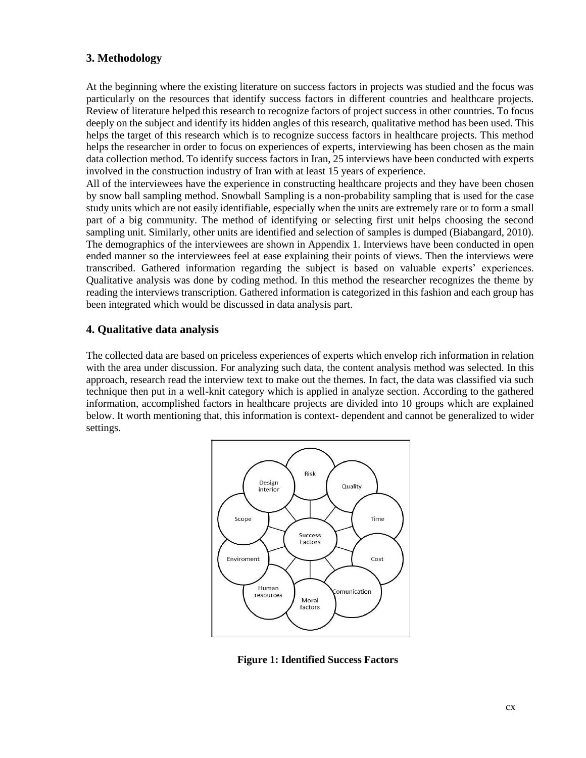## 3. Methodology

At the beginning where the existing literature on success factors in projects was studied and the focus was particularly on the resources that identify success factors in different countries and healthcare projects. Review of literature helped this research to recognize factors of project success in other countries. To focus deeply on the subject and identify its hidden angles of this research, qualitative method has been used. This helps the target of this research which is to recognize success factors in healthcare projects. This method helps the researcher in order to focus on experiences of experts, interviewing has been chosen as the main data collection method. To identify success factors in Iran, 25 interviews have been conducted with experts involved in the construction industry of Iran with at least 15 years of experience.

All of the interviewees have the experience in constructing healthcare projects and they have been chosen by snow ball sampling method. Snowball Sampling is a non-probability sampling that is used for the case study units which are not easily identifiable, especially when the units are extremely rare or to form a small part of a big community. The method of identifying or selecting first unit helps choosing the second sampling unit. Similarly, other units are identified and selection of samples is dumped (Biabangard, 2010). The demographics of the interviewees are shown in Appendix 1. Interviews have been conducted in open ended manner so the interviewees feel at ease explaining their points of views. Then the interviews were transcribed. Gathered information regarding the subject is based on valuable experts' experiences. Qualitative analysis was done by coding method. In this method the researcher recognizes the theme by reading the interviews transcription. Gathered information is categorized in this fashion and each group has been integrated which would be discussed in data analysis part.

## 4. Qualitative data analysis

The collected data are based on priceless experiences of experts which envelop rich information in relation with the area under discussion. For analyzing such data, the content analysis method was selected. In this approach, research read the interview text to make out the themes. In fact, the data was classified via such technique then put in a well-knit category which is applied in analyze section. According to the gathered information, accomplished factors in healthcare projects are divided into 10 groups which are explained below. It worth mentioning that, this information is context- dependent and cannot be generalized to wider settings.

**Figure 1: Identified Success Factors**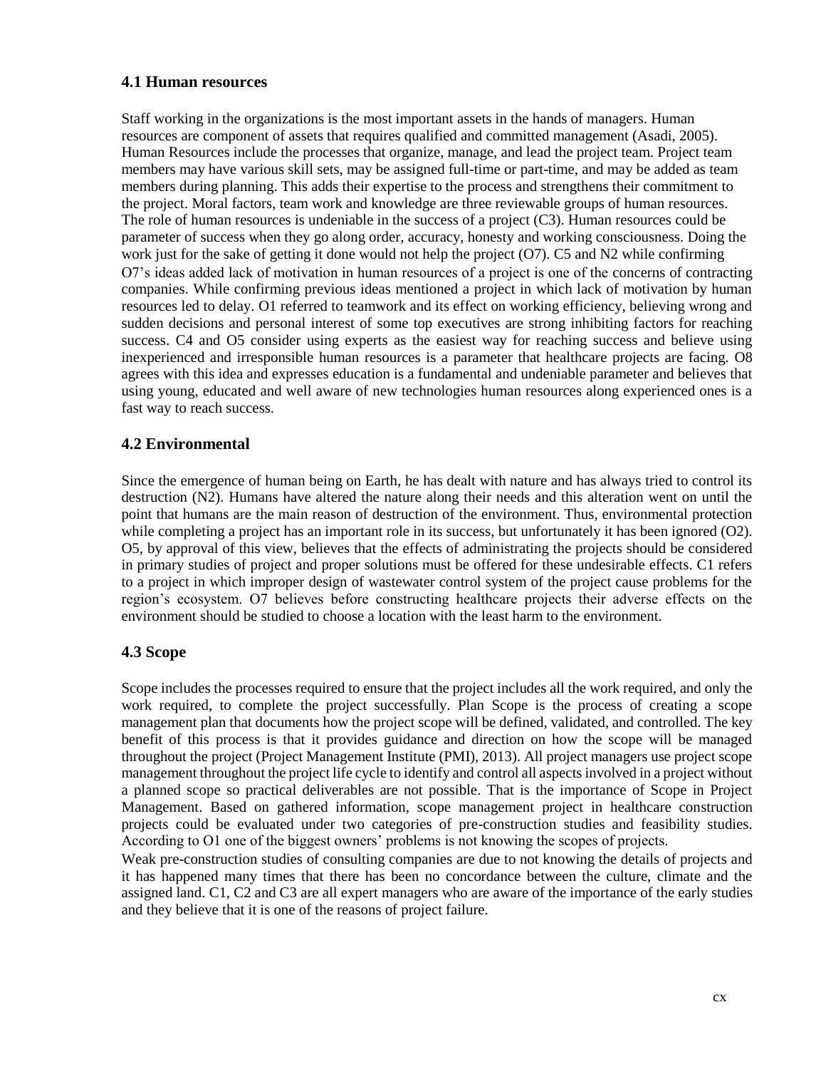### 4.1 Human resources

Staff working in the organizations is the most important assets in the hands of managers. Human resources are component of assets that requires qualified and committed management (Asadi, 2005). Human Resources include the processes that organize, manage, and lead the project team. Project team members may have various skill sets, may be assigned full-time or part-time, and may be added as team members during planning. This adds their expertise to the process and strengthens their commitment to the project. Moral factors, team work and knowledge are three reviewable groups of human resources. The role of human resources is undeniable in the success of a project (C3). Human resources could be parameter of success when they go along order, accuracy, honesty and working consciousness. Doing the work just for the sake of getting it done would not help the project (O7). C5 and N2 while confirming O7's ideas added lack of motivation in human resources of a project is one of the concerns of contracting companies. While confirming previous ideas mentioned a project in which lack of motivation by human resources led to delay. O1 referred to teamwork and its effect on working efficiency, believing wrong and sudden decisions and personal interest of some top executives are strong inhibiting factors for reaching success. C4 and O5 consider using experts as the easiest way for reaching success and believe using inexperienced and irresponsible human resources is a parameter that healthcare projects are facing. O8 agrees with this idea and expresses education is a fundamental and undeniable parameter and believes that using young, educated and well aware of new technologies human resources along experienced ones is a fast way to reach success.

### 4.2 Environmental

Since the emergence of human being on Earth, he has dealt with nature and has always tried to control its destruction (N2). Humans have altered the nature along their needs and this alteration went on until the point that humans are the main reason of destruction of the environment. Thus, environmental protection while completing a project has an important role in its success, but unfortunately it has been ignored (O2). O5, by approval of this view, believes that the effects of administrating the projects should be considered in primary studies of project and proper solutions must be offered for these undesirable effects. C1 refers to a project in which improper design of wastewater control system of the project cause problems for the region's ecosystem. O7 believes before constructing healthcare projects their adverse effects on the environment should be studied to choose a location with the least harm to the environment.

### 4.3 Scope

Scope includes the processes required to ensure that the project includes all the work required, and only the work required, to complete the project successfully. Plan Scope is the process of creating a scope management plan that documents how the project scope will be defined, validated, and controlled. The key benefit of this process is that it provides guidance and direction on how the scope will be managed throughout the project (Project Management Institute (PMI), 2013). All project managers use project scope management throughout the project life cycle to identify and control all aspects involved in a project without a planned scope so practical deliverables are not possible. That is the importance of Scope in Project Management. Based on gathered information, scope management project in healthcare construction projects could be evaluated under two categories of pre-construction studies and feasibility studies. According to O1 one of the biggest owners' problems is not knowing the scopes of projects.

Weak pre-construction studies of consulting companies are due to not knowing the details of projects and it has happened many times that there has been no concordance between the culture, climate and the assigned land. C1, C2 and C3 are all expert managers who are aware of the importance of the early studies and they believe that it is one of the reasons of project failure.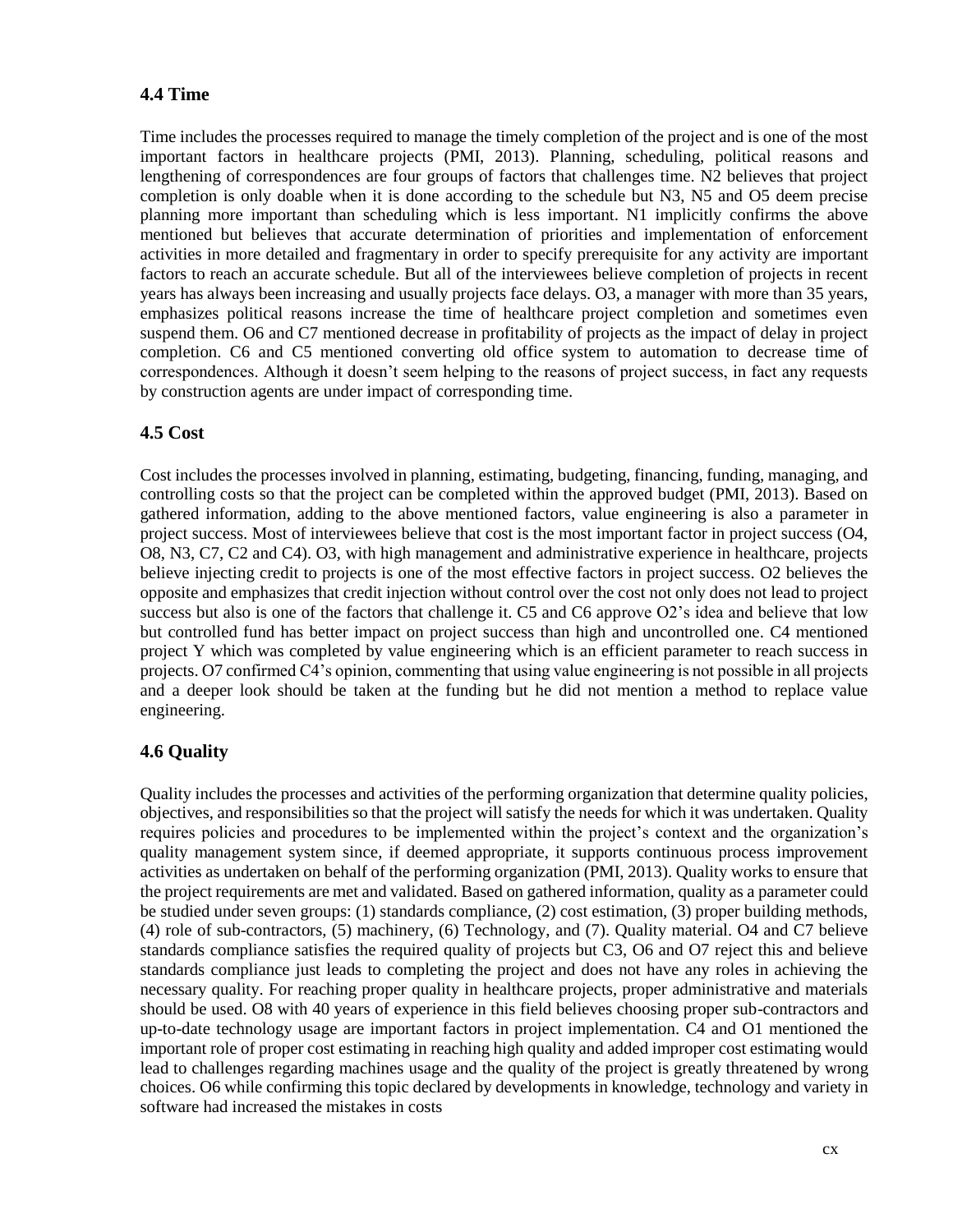## 4.4 Time

Time includes the processes required to manage the timely completion of the project and is one of the most important factors in healthcare projects (PMI, 2013). Planning, scheduling, political reasons and lengthening of correspondences are four groups of factors that challenges time. N2 believes that project completion is only doable when it is done according to the schedule but N3, N5 and O5 deem precise planning more important than scheduling which is less important. N1 implicitly confirms the above mentioned but believes that accurate determination of priorities and implementation of enforcement activities in more detailed and fragmentary in order to specify prerequisite for any activity are important factors to reach an accurate schedule. But all of the interviewees believe completion of projects in recent years has always been increasing and usually projects face delays. O3, a manager with more than 35 years, emphasizes political reasons increase the time of healthcare project completion and sometimes even suspend them. O6 and C7 mentioned decrease in profitability of projects as the impact of delay in project completion. C6 and C5 mentioned converting old office system to automation to decrease time of correspondences. Although it doesn't seem helping to the reasons of project success, in fact any requests by construction agents are under impact of corresponding time.

## 4.5 Cost

Cost includes the processes involved in planning, estimating, budgeting, financing, funding, managing, and controlling costs so that the project can be completed within the approved budget (PMI, 2013). Based on gathered information, adding to the above mentioned factors, value engineering is also a parameter in project success. Most of interviewees believe that cost is the most important factor in project success (O4, O8, N3, C7, C2 and C4). O3, with high management and administrative experience in healthcare, projects believe injecting credit to projects is one of the most effective factors in project success. O2 believes the opposite and emphasizes that credit injection without control over the cost not only does not lead to project success but also is one of the factors that challenge it. C5 and C6 approve O2's idea and believe that low but controlled fund has better impact on project success than high and uncontrolled one. C4 mentioned project Y which was completed by value engineering which is an efficient parameter to reach success in projects. O7 confirmed C4's opinion, commenting that using value engineering is not possible in all projects and a deeper look should be taken at the funding but he did not mention a method to replace value engineering.

## 4.6 Quality

Quality includes the processes and activities of the performing organization that determine quality policies, objectives, and responsibilities so that the project will satisfy the needs for which it was undertaken. Quality requires policies and procedures to be implemented within the project's context and the organization's quality management system since, if deemed appropriate, it supports continuous process improvement activities as undertaken on behalf of the performing organization (PMI, 2013). Quality works to ensure that the project requirements are met and validated. Based on gathered information, quality as a parameter could be studied under seven groups: (1) standards compliance, (2) cost estimation, (3) proper building methods, (4) role of sub-contractors, (5) machinery, (6) Technology, and (7). Quality material. O4 and C7 believe standards compliance satisfies the required quality of projects but C3, O6 and O7 reject this and believe standards compliance just leads to completing the project and does not have any roles in achieving the necessary quality. For reaching proper quality in healthcare projects, proper administrative and materials should be used. O8 with 40 years of experience in this field believes choosing proper sub-contractors and up-to-date technology usage are important factors in project implementation. C4 and O1 mentioned the important role of proper cost estimating in reaching high quality and added improper cost estimating would lead to challenges regarding machines usage and the quality of the project is greatly threatened by wrong choices. O6 while confirming this topic declared by developments in knowledge, technology and variety in software had increased the mistakes in costs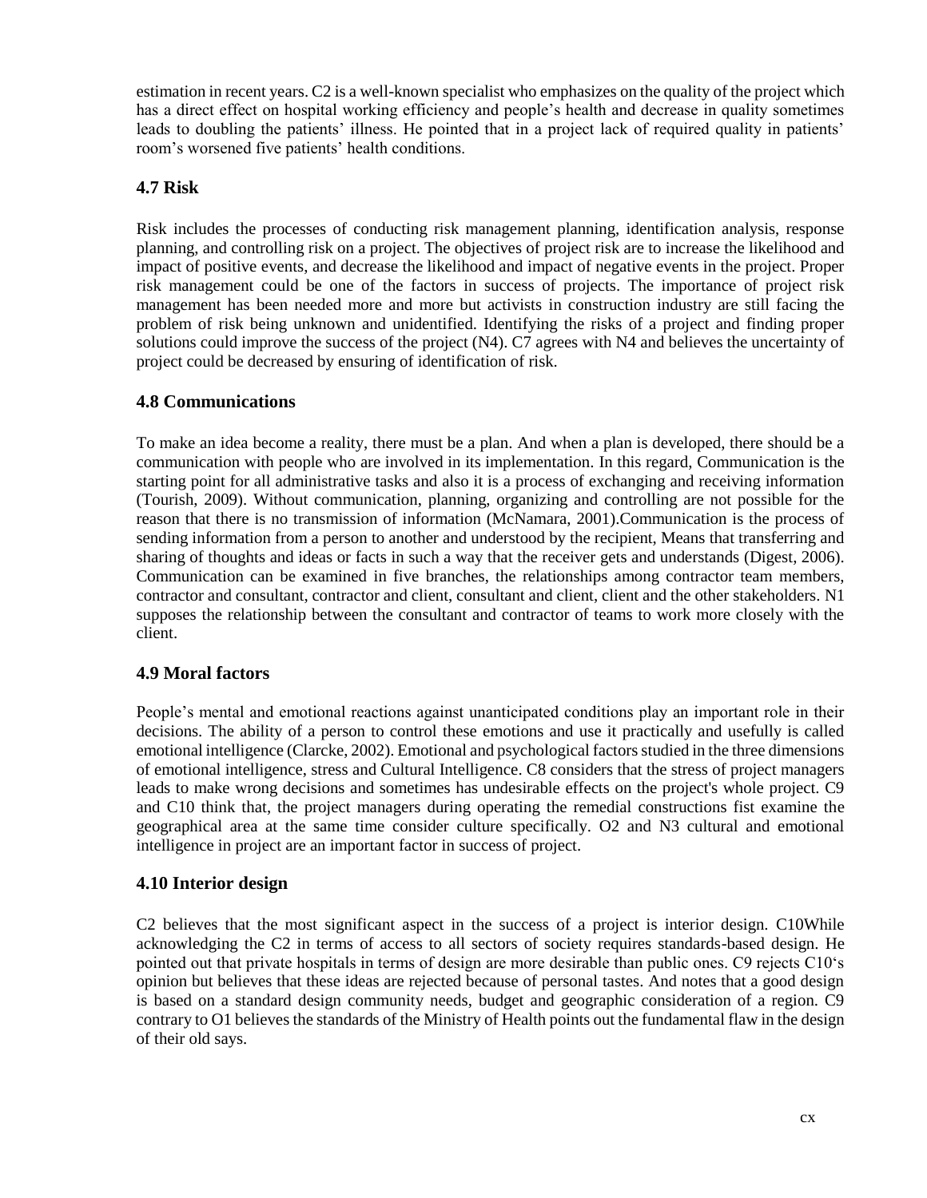estimation in recent years. C2 is a well-known specialist who emphasizes on the quality of the project which has a direct effect on hospital working efficiency and people's health and decrease in quality sometimes leads to doubling the patients' illness. He pointed that in a project lack of required quality in patients' room's worsened five patients' health conditions.

### 4.7 Risk

Risk includes the processes of conducting risk management planning, identification analysis, response planning, and controlling risk on a project. The objectives of project risk are to increase the likelihood and impact of positive events, and decrease the likelihood and impact of negative events in the project. Proper risk management could be one of the factors in success of projects. The importance of project risk management has been needed more and more but activists in construction industry are still facing the problem of risk being unknown and unidentified. Identifying the risks of a project and finding proper solutions could improve the success of the project (N4). C7 agrees with N4 and believes the uncertainty of project could be decreased by ensuring of identification of risk.

### 4.8 Communications

To make an idea become a reality, there must be a plan. And when a plan is developed, there should be a communication with people who are involved in its implementation. In this regard, Communication is the starting point for all administrative tasks and also it is a process of exchanging and receiving information (Tourish, 2009). Without communication, planning, organizing and controlling are not possible for the reason that there is no transmission of information (McNamara, 2001).Communication is the process of sending information from a person to another and understood by the recipient, Means that transferring and sharing of thoughts and ideas or facts in such a way that the receiver gets and understands (Digest, 2006). Communication can be examined in five branches, the relationships among contractor team members, contractor and consultant, contractor and client, consultant and client, client and the other stakeholders. N1 supposes the relationship between the consultant and contractor of teams to work more closely with the client.

### 4.9 Moral factors

People's mental and emotional reactions against unanticipated conditions play an important role in their decisions. The ability of a person to control these emotions and use it practically and usefully is called emotional intelligence (Clarcke, 2002). Emotional and psychological factors studied in the three dimensions of emotional intelligence, stress and Cultural Intelligence. C8 considers that the stress of project managers leads to make wrong decisions and sometimes has undesirable effects on the project's whole project. C9 and C10 think that, the project managers during operating the remedial constructions fist examine the geographical area at the same time consider culture specifically. O2 and N3 cultural and emotional intelligence in project are an important factor in success of project.

### 4.10 Interior design

C2 believes that the most significant aspect in the success of a project is interior design. C10While acknowledging the C2 in terms of access to all sectors of society requires standards-based design. He pointed out that private hospitals in terms of design are more desirable than public ones. C9 rejects C10's opinion but believes that these ideas are rejected because of personal tastes. And notes that a good design is based on a standard design community needs, budget and geographic consideration of a region. C9 contrary to O1 believes the standards of the Ministry of Health points out the fundamental flaw in the design of their old says.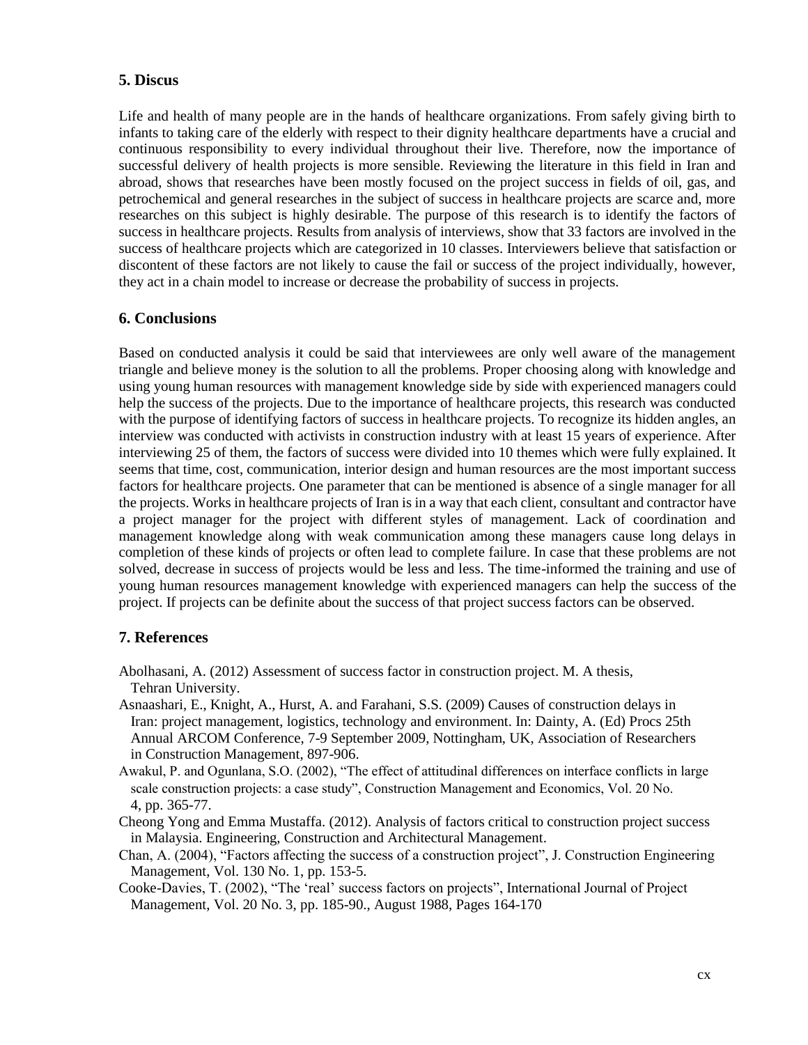## 5. Discus

Life and health of many people are in the hands of healthcare organizations. From safely giving birth to infants to taking care of the elderly with respect to their dignity healthcare departments have a crucial and continuous responsibility to every individual throughout their live. Therefore, now the importance of successful delivery of health projects is more sensible. Reviewing the literature in this field in Iran and abroad, shows that researches have been mostly focused on the project success in fields of oil, gas, and petrochemical and general researches in the subject of success in healthcare projects are scarce and, more researches on this subject is highly desirable. The purpose of this research is to identify the factors of success in healthcare projects. Results from analysis of interviews, show that 33 factors are involved in the success of healthcare projects which are categorized in 10 classes. Interviewers believe that satisfaction or discontent of these factors are not likely to cause the fail or success of the project individually, however, they act in a chain model to increase or decrease the probability of success in projects.

## 6. Conclusions

Based on conducted analysis it could be said that interviewees are only well aware of the management triangle and believe money is the solution to all the problems. Proper choosing along with knowledge and using young human resources with management knowledge side by side with experienced managers could help the success of the projects. Due to the importance of healthcare projects, this research was conducted with the purpose of identifying factors of success in healthcare projects. To recognize its hidden angles, an interview was conducted with activists in construction industry with at least 15 years of experience. After interviewing 25 of them, the factors of success were divided into 10 themes which were fully explained. It seems that time, cost, communication, interior design and human resources are the most important success factors for healthcare projects. One parameter that can be mentioned is absence of a single manager for all the projects. Works in healthcare projects of Iran is in a way that each client, consultant and contractor have a project manager for the project with different styles of management. Lack of coordination and management knowledge along with weak communication among these managers cause long delays in completion of these kinds of projects or often lead to complete failure. In case that these problems are not solved, decrease in success of projects would be less and less. The time-informed the training and use of young human resources management knowledge with experienced managers can help the success of the project. If projects can be definite about the success of that project success factors can be observed.

## 7. References

Abolhasani, A. (2012) Assessment of success factor in construction project. M. A thesis, Tehran University.

Asnaashari, E., Knight, A., Hurst, A. and Farahani, S.S. (2009) Causes of construction delays in Iran: project management, logistics, technology and environment. In: Dainty, A. (Ed) Procs 25th Annual ARCOM Conference, 7-9 September 2009, Nottingham, UK, Association of Researchers in Construction Management, 897-906.

Awakul, P. and Ogunlana, S.O. (2002), "The effect of attitudinal differences on interface conflicts in large scale construction projects: a case study", Construction Management and Economics, Vol. 20 No. 4, pp. 365-77.

Cheong Yong and Emma Mustaffa. (2012). Analysis of factors critical to construction project success in Malaysia. Engineering, Construction and Architectural Management.

Chan, A. (2004), "Factors affecting the success of a construction project", J. Construction Engineering Management, Vol. 130 No. 1, pp. 153-5.

Cooke-Davies, T. (2002), "The 'real' success factors on projects", International Journal of Project Management, Vol. 20 No. 3, pp. 185-90., August 1988, Pages 164-170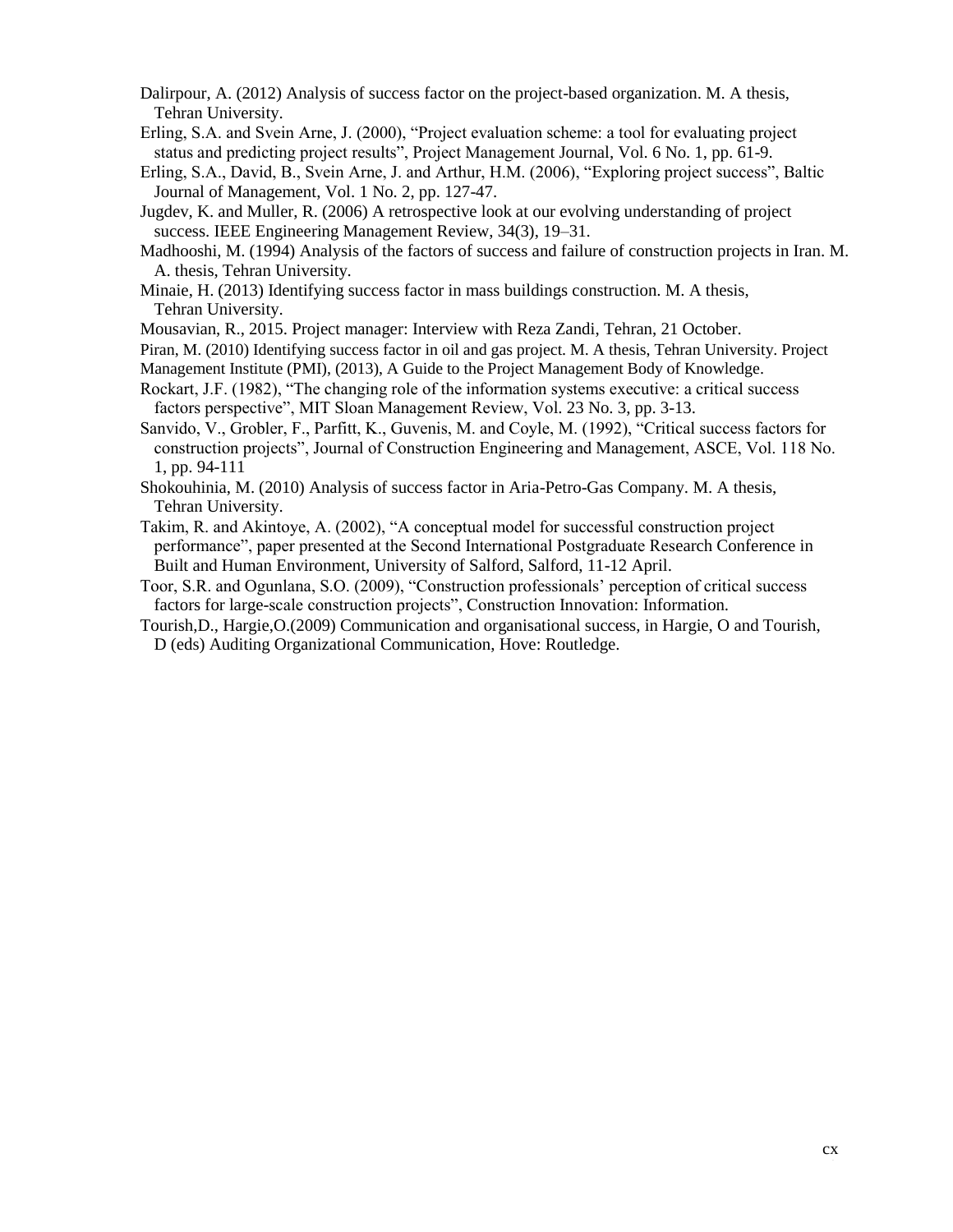Dalirpour, A. (2012) Analysis of success factor on the project-based organization. M. A thesis, Tehran University.

Erling, S.A. and Svein Arne, J. (2000), "Project evaluation scheme: a tool for evaluating project status and predicting project results", Project Management Journal, Vol. 6 No. 1, pp. 61-9.

Erling, S.A., David, B., Svein Arne, J. and Arthur, H.M. (2006), "Exploring project success", Baltic Journal of Management, Vol. 1 No. 2, pp. 127-47.

Jugdev, K. and Muller, R. (2006) A retrospective look at our evolving understanding of project success. IEEE Engineering Management Review, 34(3), 19–31.

Madhooshi, M. (1994) Analysis of the factors of success and failure of construction projects in Iran. M. A. thesis, Tehran University.

Minaie, H. (2013) Identifying success factor in mass buildings construction. M. A thesis, Tehran University.

Mousavian, R., 2015. Project manager: Interview with Reza Zandi, Tehran, 21 October.

Piran, M. (2010) Identifying success factor in oil and gas project. M. A thesis, Tehran University. Project Management Institute (PMI), (2013), A Guide to the Project Management Body of Knowledge.

Rockart, J.F. (1982), "The changing role of the information systems executive: a critical success factors perspective", MIT Sloan Management Review, Vol. 23 No. 3, pp. 3-13.

Sanvido, V., Grobler, F., Parfitt, K., Guvenis, M. and Coyle, M. (1992), "Critical success factors for construction projects", Journal of Construction Engineering and Management, ASCE, Vol. 118 No. 1, pp. 94-111

Shokouhinia, M. (2010) Analysis of success factor in Aria-Petro-Gas Company. M. A thesis, Tehran University.

Takim, R. and Akintoye, A. (2002), "A conceptual model for successful construction project performance", paper presented at the Second International Postgraduate Research Conference in Built and Human Environment, University of Salford, Salford, 11-12 April.

Toor, S.R. and Ogunlana, S.O. (2009), "Construction professionals' perception of critical success factors for large-scale construction projects", Construction Innovation: Information.

Tourish,D., Hargie,O.(2009) Communication and organisational success, in Hargie, O and Tourish, D (eds) Auditing Organizational Communication, Hove: Routledge.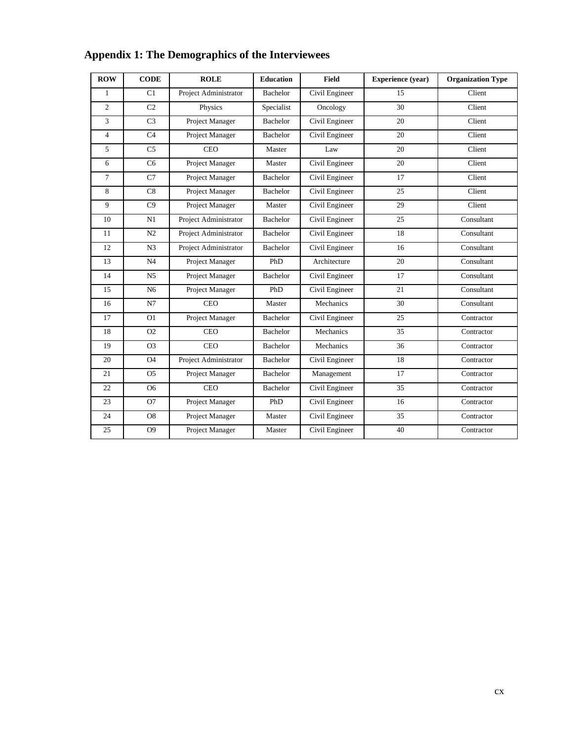## Appendix 1: The Demographics of the Interviewees

| ROW | CODE | ROLE | Education | Field | Experience (year) | Organization Type |
|---|---|---|---|---|---|---|
| 1 | C1 | Project Administrator | Bachelor | Civil Engineer | 15 | Client |
| 2 | C2 | Physics | Specialist | Oncology | 30 | Client |
| 3 | C3 | Project Manager | Bachelor | Civil Engineer | 20 | Client |
| 4 | C4 | Project Manager | Bachelor | Civil Engineer | 20 | Client |
| 5 | C5 | CEO | Master | Law | 20 | Client |
| 6 | C6 | Project Manager | Master | Civil Engineer | 20 | Client |
| 7 | C7 | Project Manager | Bachelor | Civil Engineer | 17 | Client |
| 8 | C8 | Project Manager | Bachelor | Civil Engineer | 25 | Client |
| 9 | C9 | Project Manager | Master | Civil Engineer | 29 | Client |
| 10 | N1 | Project Administrator | Bachelor | Civil Engineer | 25 | Consultant |
| 11 | N2 | Project Administrator | Bachelor | Civil Engineer | 18 | Consultant |
| 12 | N3 | Project Administrator | Bachelor | Civil Engineer | 16 | Consultant |
| 13 | N4 | Project Manager | PhD | Architecture | 20 | Consultant |
| 14 | N5 | Project Manager | Bachelor | Civil Engineer | 17 | Consultant |
| 15 | N6 | Project Manager | PhD | Civil Engineer | 21 | Consultant |
| 16 | N7 | CEO | Master | Mechanics | 30 | Consultant |
| 17 | O1 | Project Manager | Bachelor | Civil Engineer | 25 | Contractor |
| 18 | O2 | CEO | Bachelor | Mechanics | 35 | Contractor |
| 19 | O3 | CEO | Bachelor | Mechanics | 36 | Contractor |
| 20 | O4 | Project Administrator | Bachelor | Civil Engineer | 18 | Contractor |
| 21 | O5 | Project Manager | Bachelor | Management | 17 | Contractor |
| 22 | O6 | CEO | Bachelor | Civil Engineer | 35 | Contractor |
| 23 | O7 | Project Manager | PhD | Civil Engineer | 16 | Contractor |
| 24 | O8 | Project Manager | Master | Civil Engineer | 35 | Contractor |
| 25 | O9 | Project Manager | Master | Civil Engineer | 40 | Contractor |